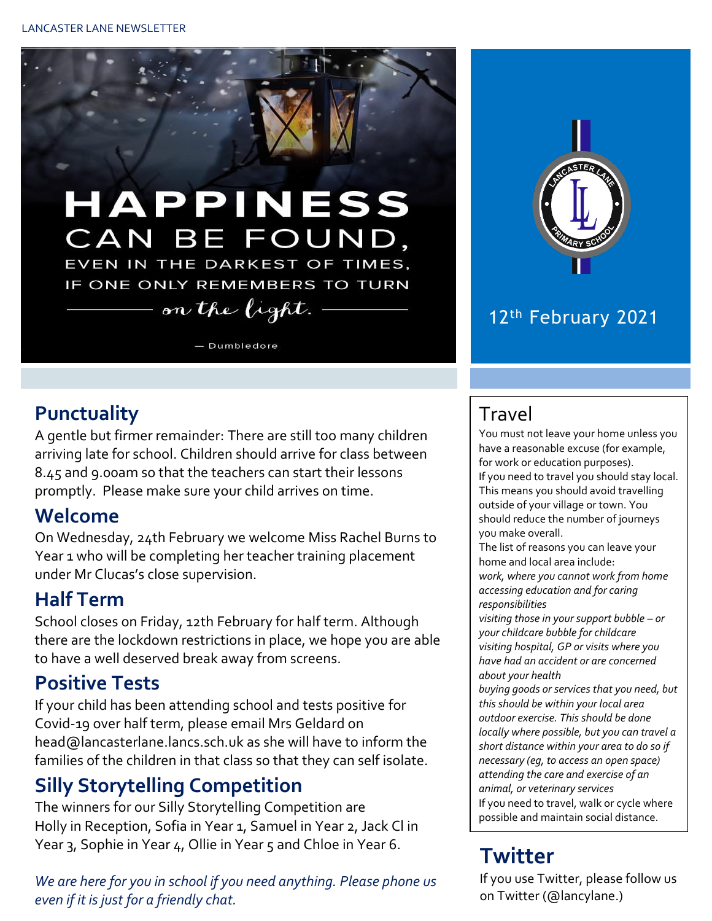LANCASTER LANE NEWSLETTER

HAPPINESS CAN BE FOUND, EVEN IN THE DARKEST OF TIMES, IF ONE ONLY REMEMBERS TO TURN *on the light.*

— Dumbledore

12th February 2021

## Punctuality

A gentle but firmer remainder: There are still too many children arriving late for school. Children should arrive for class between 8.45 and 9.00am so that the teachers can start their lessons promptly. Please make sure your child arrives on time.

## Welcome

On Wednesday, 24th February we welcome Miss Rachel Burns to Year 1 who will be completing her teacher training placement under Mr Clucas's close supervision.

## Half Term

School closes on Friday, 12th February for half term. Although there are the lockdown restrictions in place, we hope you are able to have a well deserved break away from screens.

## Positive Tests

If your child has been attending school and tests positive for Covid-19 over half term, please email Mrs Geldard on head@lancasterlane.lancs.sch.uk as she will have to inform the families of the children in that class so that they can self isolate.

## Silly Storytelling Competition

The winners for our Silly Storytelling Competition are Holly in Reception, Sofia in Year 1, Samuel in Year 2, Jack Cl in Year 3, Sophie in Year 4, Ollie in Year 5 and Chloe in Year 6.

*We are here for you in school if you need anything. Please phone us even if it is just for a friendly chat.*

## Travel

You must not leave your home unless you have a reasonable excuse (for example, for work or education purposes).

If you need to travel you should stay local. This means you should avoid travelling outside of your village or town. You should reduce the number of journeys you make overall.

The list of reasons you can leave your home and local area include:

*work, where you cannot work from home*

*accessing education and for caring responsibilities*

*visiting those in your support bubble – or your childcare bubble for childcare*

*visiting hospital, GP or visits where you have had an accident or are concerned about your health*

*buying goods or services that you need, but this should be within your local area*

*outdoor exercise. This should be done locally where possible, but you can travel a short distance within your area to do so if necessary (eg, to access an open space)*

*attending the care and exercise of an animal, or veterinary services*

If you need to travel, walk or cycle where possible and maintain social distance.

## Twitter

If you use Twitter, please follow us on Twitter (@lancylane.)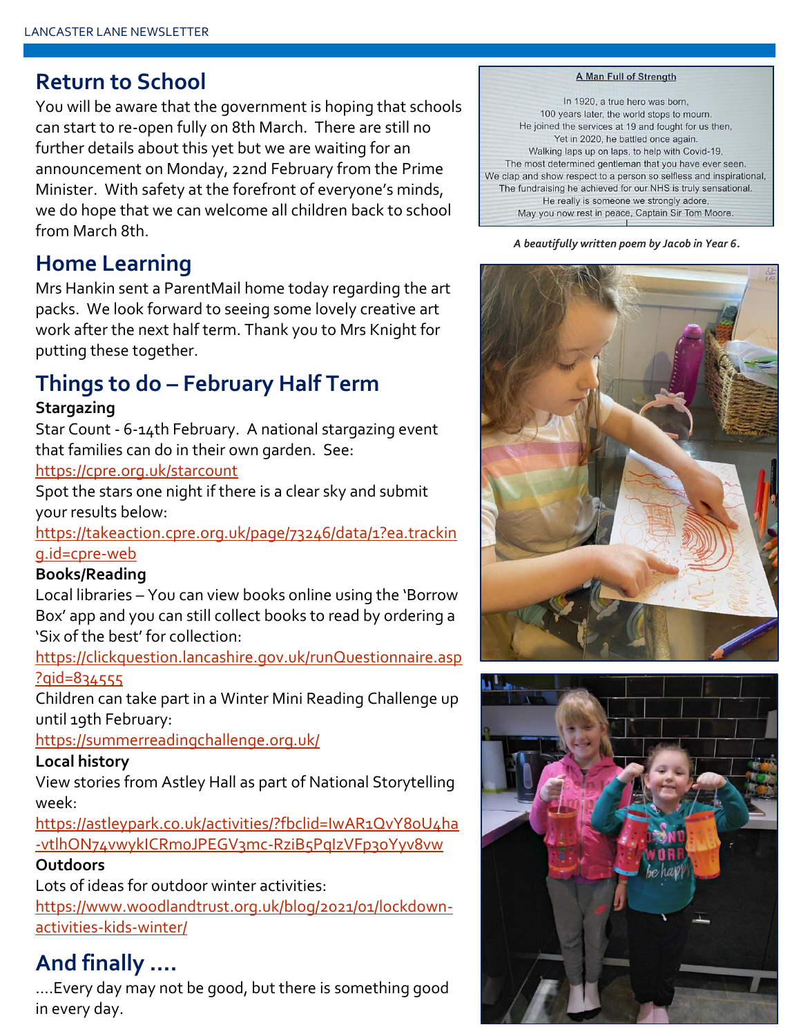## Return to School

You will be aware that the government is hoping that schools can start to re-open fully on 8th March. There are still no further details about this yet but we are waiting for an announcement on Monday, 22nd February from the Prime Minister. With safety at the forefront of everyone's minds, we do hope that we can welcome all children back to school from March 8th.

## Home Learning

Mrs Hankin sent a ParentMail home today regarding the art packs. We look forward to seeing some lovely creative art work after the next half term. Thank you to Mrs Knight for putting these together.

## Things to do – February Half Term

**Stargazing**

Star Count - 6-14th February. A national stargazing event that families can do in their own garden. See:
https://cpre.org.uk/starcount

Spot the stars one night if there is a clear sky and submit your results below:
https://takeaction.cpre.org.uk/page/73246/data/1?ea.tracking.id=cpre-web

**Books/Reading**

Local libraries – You can view books online using the 'Borrow Box' app and you can still collect books to read by ordering a 'Six of the best' for collection:
https://clickquestion.lancashire.gov.uk/runQuestionnaire.asp?qid=834555

Children can take part in a Winter Mini Reading Challenge up until 19th February:
https://summerreadingchallenge.org.uk/

**Local history**

View stories from Astley Hall as part of National Storytelling week:
https://astleypark.co.uk/activities/?fbclid=IwAR1QvY8oU4ha-vtlhON74vwykICRmoJPEGV3mc-RziB5PqIzVFp30Yyv8vw

**Outdoors**

Lots of ideas for outdoor winter activities:
https://www.woodlandtrust.org.uk/blog/2021/01/lockdown-activities-kids-winter/

## And finally ....

....Every day may not be good, but there is something good in every day.

**A Man Full of Strength**

In 1920, a true hero was born,
100 years later, the world stops to mourn.
He joined the services at 19 and fought for us then,
Yet in 2020, he battled once again.
Walking laps up on laps, to help with Covid-19,
The most determined gentleman that you have ever seen.
We clap and show respect to a person so selfless and inspirational,
The fundraising he achieved for our NHS is truly sensational.
He really is someone we strongly adore,
May you now rest in peace, Captain Sir Tom Moore.

***A beautifully written poem by Jacob in Year 6.***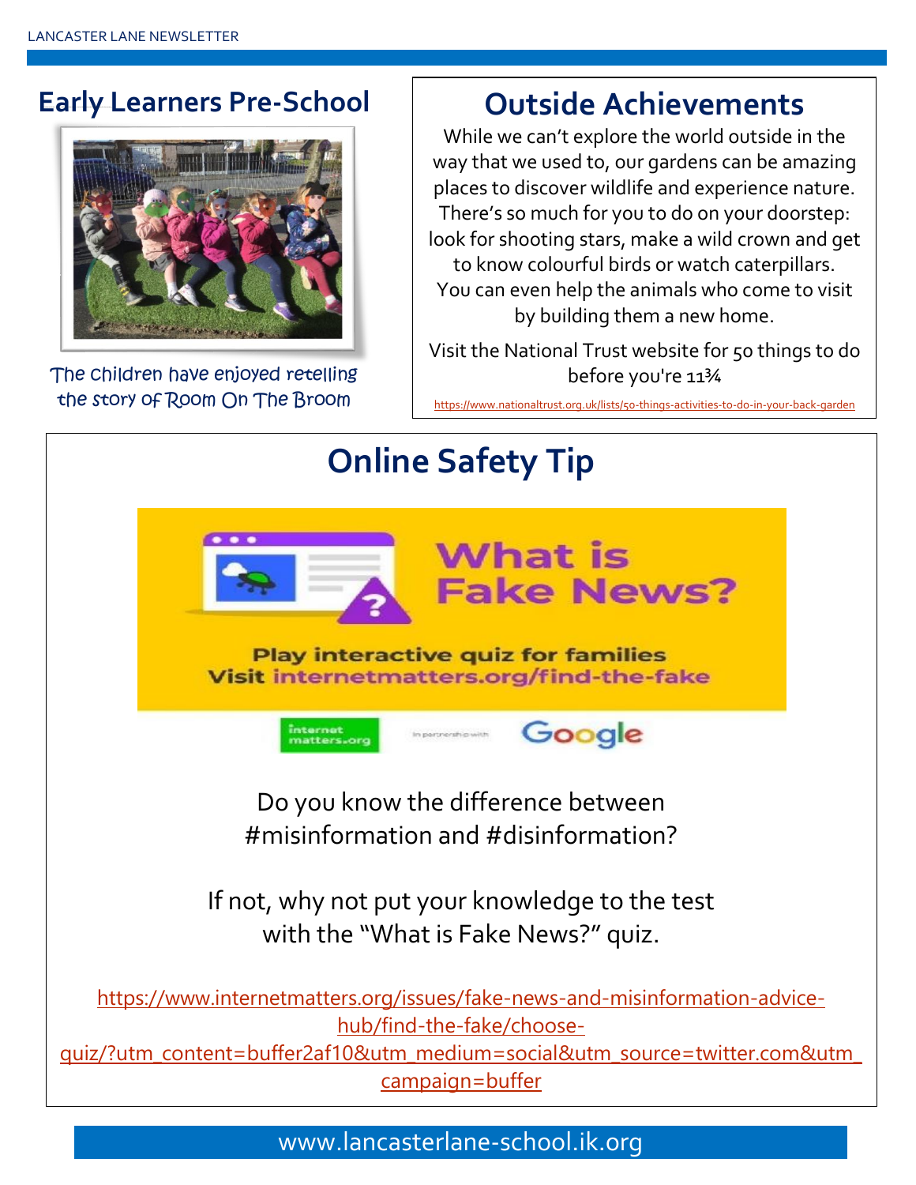## Early Learners Pre-School

The children have enjoyed retelling the story of Room On The Broom

## Outside Achievements

While we can't explore the world outside in the way that we used to, our gardens can be amazing places to discover wildlife and experience nature. There's so much for you to do on your doorstep: look for shooting stars, make a wild crown and get to know colourful birds or watch caterpillars. You can even help the animals who come to visit by building them a new home.

Visit the National Trust website for 50 things to do before you're 11¾

https://www.nationaltrust.org.uk/lists/50-things-activities-to-do-in-your-back-garden

## Online Safety Tip

What is Fake News?

Play interactive quiz for families
Visit internetmatters.org/find-the-fake

internet matters.org — In partnership with Google

Do you know the difference between #misinformation and #disinformation?

If not, why not put your knowledge to the test with the "What is Fake News?" quiz.

https://www.internetmatters.org/issues/fake-news-and-misinformation-advice-hub/find-the-fake/choose-quiz/?utm_content=buffer2af10&utm_medium=social&utm_source=twitter.com&utm_campaign=buffer

www.lancasterlane-school.ik.org